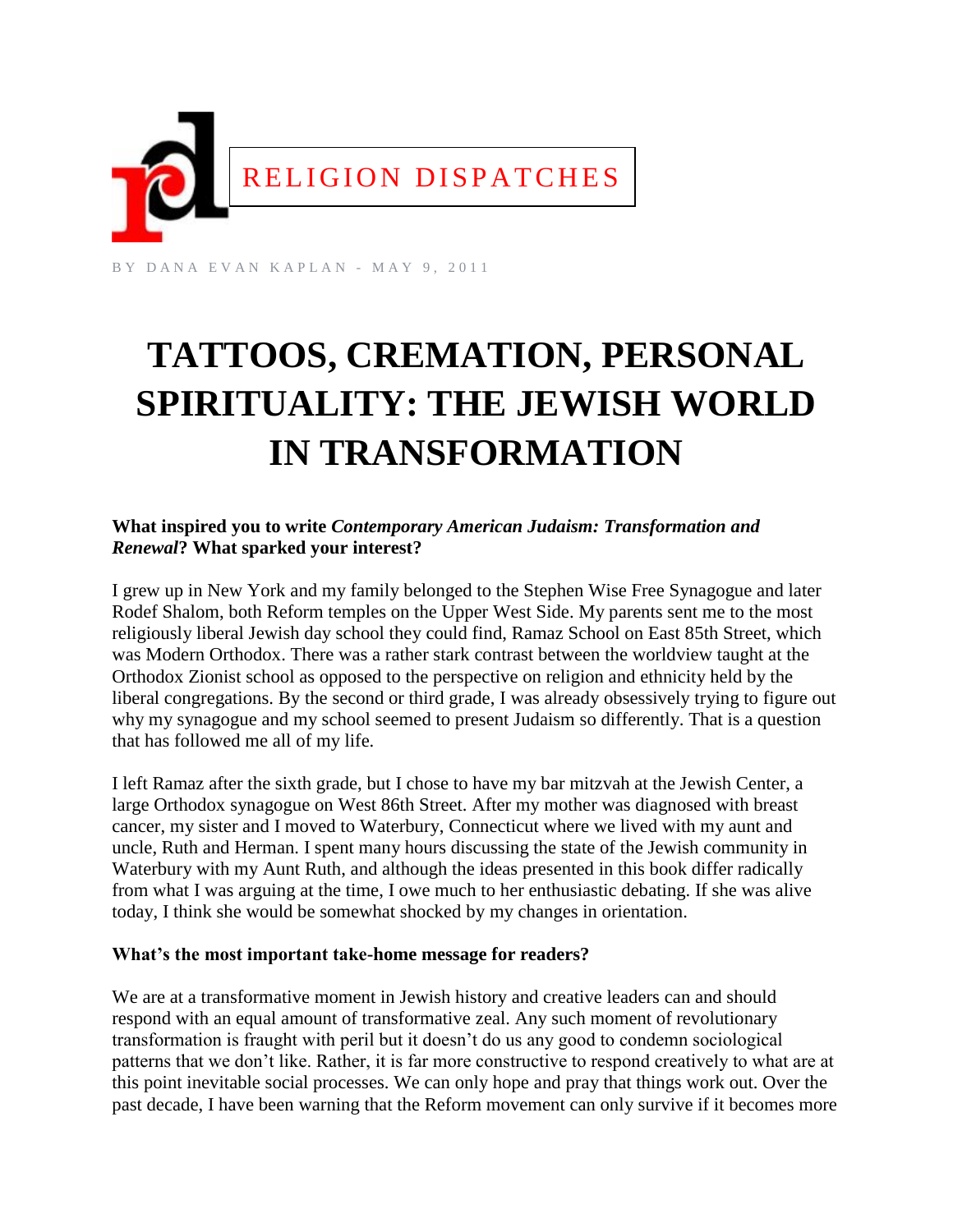RELIGION DISPATCHES

BY DANA EVAN KAPLAN - MAY 9, 2011

# TATTOOS, CREMATION, PERSONAL SPIRITUALITY: THE JEWISH WORLD IN TRANSFORMATION

**What inspired you to write *Contemporary American Judaism: Transformation and Renewal*? What sparked your interest?**

I grew up in New York and my family belonged to the Stephen Wise Free Synagogue and later Rodef Shalom, both Reform temples on the Upper West Side. My parents sent me to the most religiously liberal Jewish day school they could find, Ramaz School on East 85th Street, which was Modern Orthodox. There was a rather stark contrast between the worldview taught at the Orthodox Zionist school as opposed to the perspective on religion and ethnicity held by the liberal congregations. By the second or third grade, I was already obsessively trying to figure out why my synagogue and my school seemed to present Judaism so differently. That is a question that has followed me all of my life.

I left Ramaz after the sixth grade, but I chose to have my bar mitzvah at the Jewish Center, a large Orthodox synagogue on West 86th Street. After my mother was diagnosed with breast cancer, my sister and I moved to Waterbury, Connecticut where we lived with my aunt and uncle, Ruth and Herman. I spent many hours discussing the state of the Jewish community in Waterbury with my Aunt Ruth, and although the ideas presented in this book differ radically from what I was arguing at the time, I owe much to her enthusiastic debating. If she was alive today, I think she would be somewhat shocked by my changes in orientation.

**What's the most important take-home message for readers?**

We are at a transformative moment in Jewish history and creative leaders can and should respond with an equal amount of transformative zeal. Any such moment of revolutionary transformation is fraught with peril but it doesn't do us any good to condemn sociological patterns that we don't like. Rather, it is far more constructive to respond creatively to what are at this point inevitable social processes. We can only hope and pray that things work out. Over the past decade, I have been warning that the Reform movement can only survive if it becomes more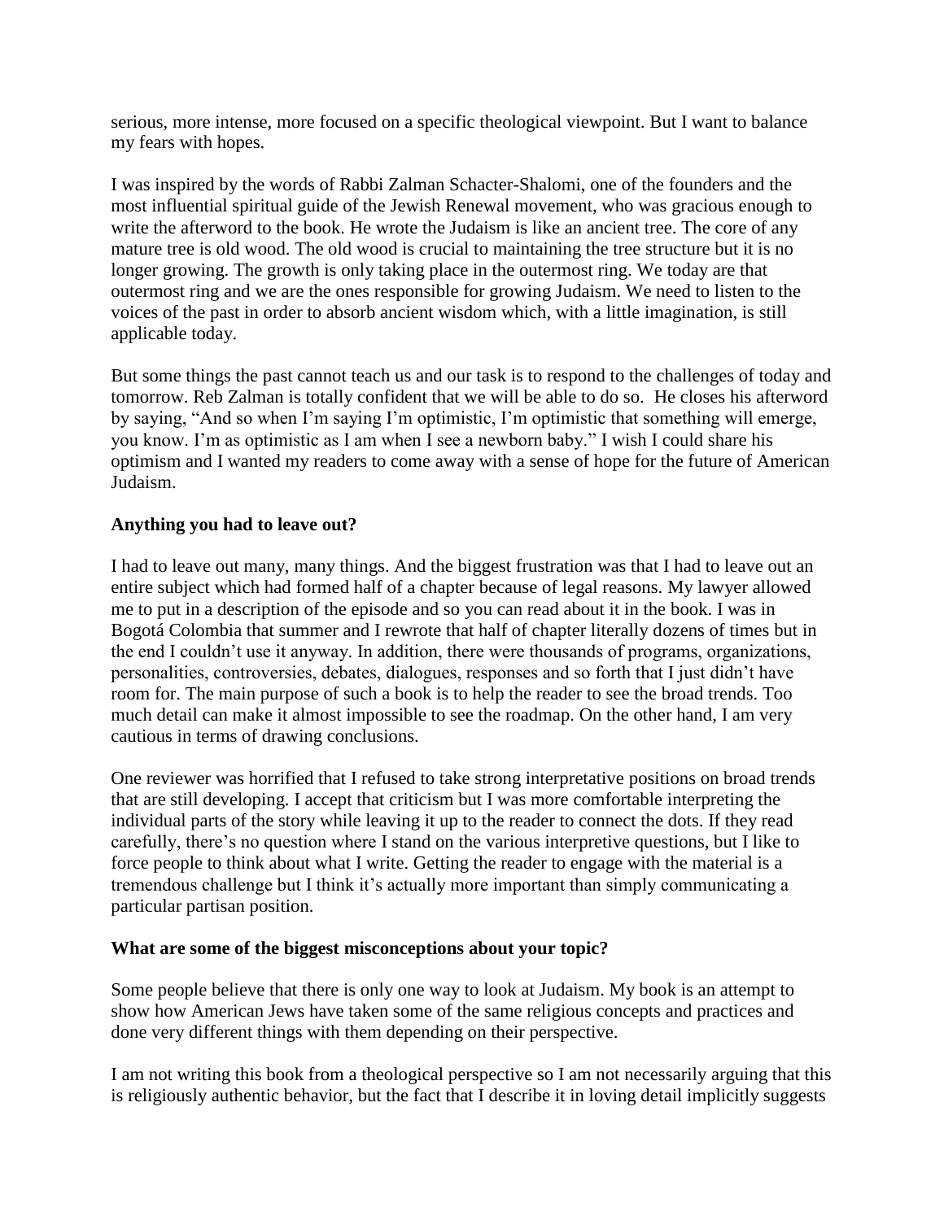serious, more intense, more focused on a specific theological viewpoint. But I want to balance my fears with hopes.

I was inspired by the words of Rabbi Zalman Schacter-Shalomi, one of the founders and the most influential spiritual guide of the Jewish Renewal movement, who was gracious enough to write the afterword to the book. He wrote the Judaism is like an ancient tree. The core of any mature tree is old wood. The old wood is crucial to maintaining the tree structure but it is no longer growing. The growth is only taking place in the outermost ring. We today are that outermost ring and we are the ones responsible for growing Judaism. We need to listen to the voices of the past in order to absorb ancient wisdom which, with a little imagination, is still applicable today.

But some things the past cannot teach us and our task is to respond to the challenges of today and tomorrow. Reb Zalman is totally confident that we will be able to do so. He closes his afterword by saying, "And so when I'm saying I'm optimistic, I'm optimistic that something will emerge, you know. I'm as optimistic as I am when I see a newborn baby." I wish I could share his optimism and I wanted my readers to come away with a sense of hope for the future of American Judaism.

**Anything you had to leave out?**

I had to leave out many, many things. And the biggest frustration was that I had to leave out an entire subject which had formed half of a chapter because of legal reasons. My lawyer allowed me to put in a description of the episode and so you can read about it in the book. I was in Bogotá Colombia that summer and I rewrote that half of chapter literally dozens of times but in the end I couldn't use it anyway. In addition, there were thousands of programs, organizations, personalities, controversies, debates, dialogues, responses and so forth that I just didn't have room for. The main purpose of such a book is to help the reader to see the broad trends. Too much detail can make it almost impossible to see the roadmap. On the other hand, I am very cautious in terms of drawing conclusions.

One reviewer was horrified that I refused to take strong interpretative positions on broad trends that are still developing. I accept that criticism but I was more comfortable interpreting the individual parts of the story while leaving it up to the reader to connect the dots. If they read carefully, there's no question where I stand on the various interpretive questions, but I like to force people to think about what I write. Getting the reader to engage with the material is a tremendous challenge but I think it's actually more important than simply communicating a particular partisan position.

**What are some of the biggest misconceptions about your topic?**

Some people believe that there is only one way to look at Judaism. My book is an attempt to show how American Jews have taken some of the same religious concepts and practices and done very different things with them depending on their perspective.

I am not writing this book from a theological perspective so I am not necessarily arguing that this is religiously authentic behavior, but the fact that I describe it in loving detail implicitly suggests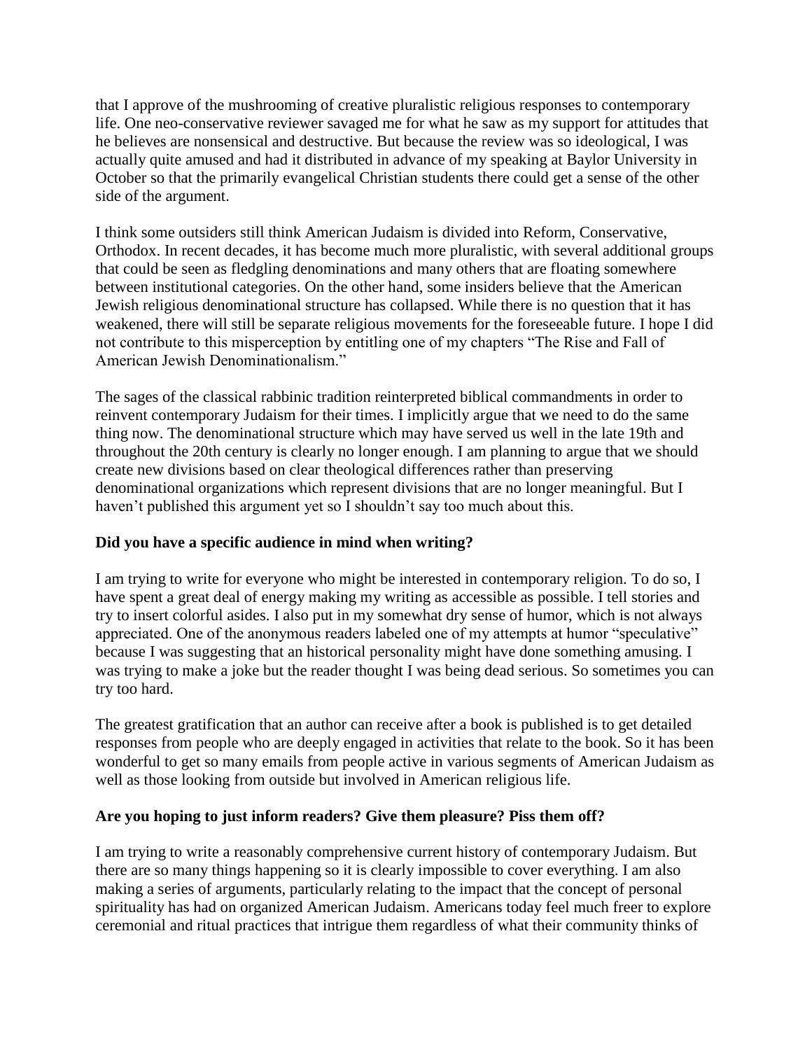that I approve of the mushrooming of creative pluralistic religious responses to contemporary life. One neo-conservative reviewer savaged me for what he saw as my support for attitudes that he believes are nonsensical and destructive. But because the review was so ideological, I was actually quite amused and had it distributed in advance of my speaking at Baylor University in October so that the primarily evangelical Christian students there could get a sense of the other side of the argument.

I think some outsiders still think American Judaism is divided into Reform, Conservative, Orthodox. In recent decades, it has become much more pluralistic, with several additional groups that could be seen as fledgling denominations and many others that are floating somewhere between institutional categories. On the other hand, some insiders believe that the American Jewish religious denominational structure has collapsed. While there is no question that it has weakened, there will still be separate religious movements for the foreseeable future. I hope I did not contribute to this misperception by entitling one of my chapters "The Rise and Fall of American Jewish Denominationalism."

The sages of the classical rabbinic tradition reinterpreted biblical commandments in order to reinvent contemporary Judaism for their times. I implicitly argue that we need to do the same thing now. The denominational structure which may have served us well in the late 19th and throughout the 20th century is clearly no longer enough. I am planning to argue that we should create new divisions based on clear theological differences rather than preserving denominational organizations which represent divisions that are no longer meaningful. But I haven't published this argument yet so I shouldn't say too much about this.

**Did you have a specific audience in mind when writing?**

I am trying to write for everyone who might be interested in contemporary religion. To do so, I have spent a great deal of energy making my writing as accessible as possible. I tell stories and try to insert colorful asides. I also put in my somewhat dry sense of humor, which is not always appreciated. One of the anonymous readers labeled one of my attempts at humor "speculative" because I was suggesting that an historical personality might have done something amusing. I was trying to make a joke but the reader thought I was being dead serious. So sometimes you can try too hard.

The greatest gratification that an author can receive after a book is published is to get detailed responses from people who are deeply engaged in activities that relate to the book. So it has been wonderful to get so many emails from people active in various segments of American Judaism as well as those looking from outside but involved in American religious life.

**Are you hoping to just inform readers? Give them pleasure? Piss them off?**

I am trying to write a reasonably comprehensive current history of contemporary Judaism. But there are so many things happening so it is clearly impossible to cover everything. I am also making a series of arguments, particularly relating to the impact that the concept of personal spirituality has had on organized American Judaism. Americans today feel much freer to explore ceremonial and ritual practices that intrigue them regardless of what their community thinks of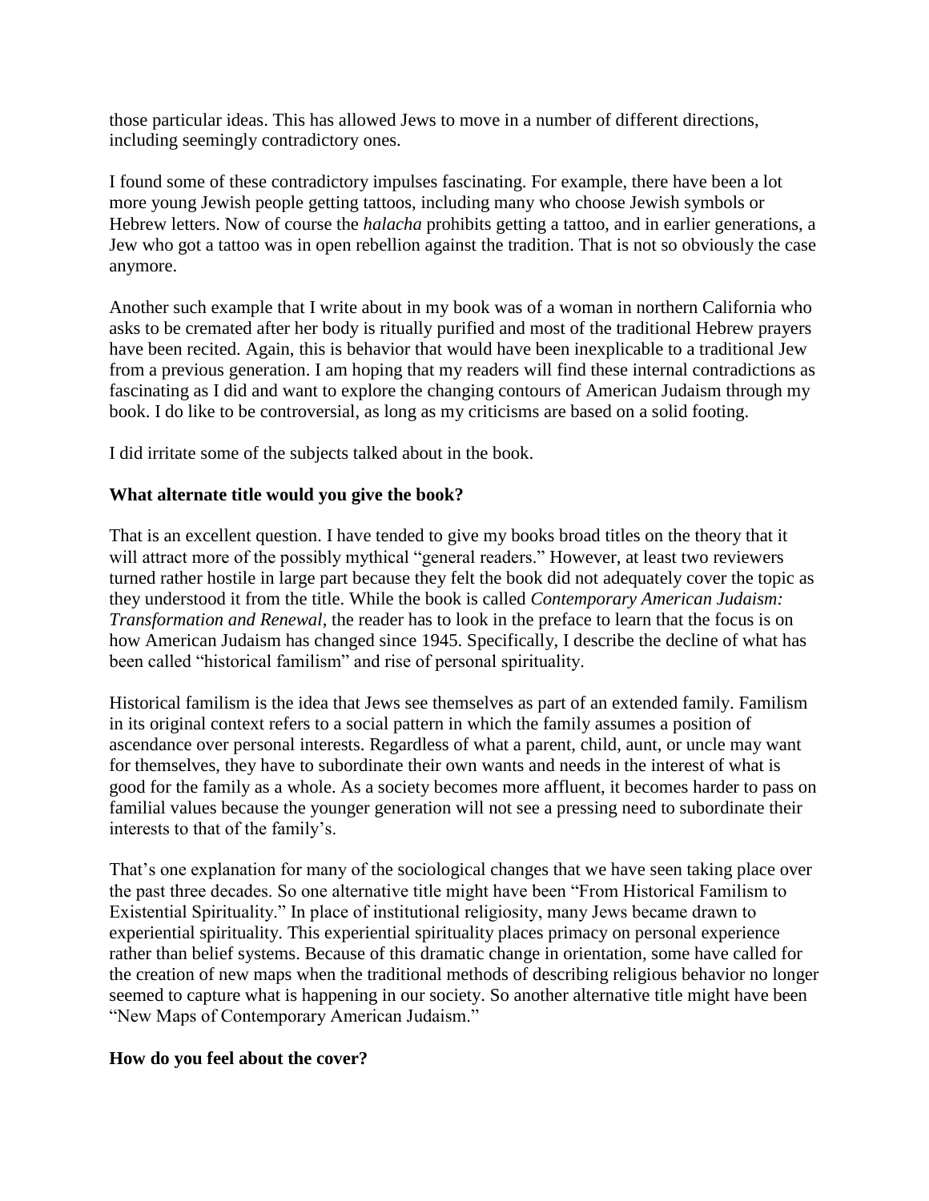those particular ideas. This has allowed Jews to move in a number of different directions, including seemingly contradictory ones.

I found some of these contradictory impulses fascinating. For example, there have been a lot more young Jewish people getting tattoos, including many who choose Jewish symbols or Hebrew letters. Now of course the *halacha* prohibits getting a tattoo, and in earlier generations, a Jew who got a tattoo was in open rebellion against the tradition. That is not so obviously the case anymore.

Another such example that I write about in my book was of a woman in northern California who asks to be cremated after her body is ritually purified and most of the traditional Hebrew prayers have been recited. Again, this is behavior that would have been inexplicable to a traditional Jew from a previous generation. I am hoping that my readers will find these internal contradictions as fascinating as I did and want to explore the changing contours of American Judaism through my book. I do like to be controversial, as long as my criticisms are based on a solid footing.

I did irritate some of the subjects talked about in the book.

**What alternate title would you give the book?**

That is an excellent question. I have tended to give my books broad titles on the theory that it will attract more of the possibly mythical "general readers." However, at least two reviewers turned rather hostile in large part because they felt the book did not adequately cover the topic as they understood it from the title. While the book is called *Contemporary American Judaism: Transformation and Renewal*, the reader has to look in the preface to learn that the focus is on how American Judaism has changed since 1945. Specifically, I describe the decline of what has been called "historical familism" and rise of personal spirituality.

Historical familism is the idea that Jews see themselves as part of an extended family. Familism in its original context refers to a social pattern in which the family assumes a position of ascendance over personal interests. Regardless of what a parent, child, aunt, or uncle may want for themselves, they have to subordinate their own wants and needs in the interest of what is good for the family as a whole. As a society becomes more affluent, it becomes harder to pass on familial values because the younger generation will not see a pressing need to subordinate their interests to that of the family's.

That's one explanation for many of the sociological changes that we have seen taking place over the past three decades. So one alternative title might have been "From Historical Familism to Existential Spirituality." In place of institutional religiosity, many Jews became drawn to experiential spirituality. This experiential spirituality places primacy on personal experience rather than belief systems. Because of this dramatic change in orientation, some have called for the creation of new maps when the traditional methods of describing religious behavior no longer seemed to capture what is happening in our society. So another alternative title might have been "New Maps of Contemporary American Judaism."

**How do you feel about the cover?**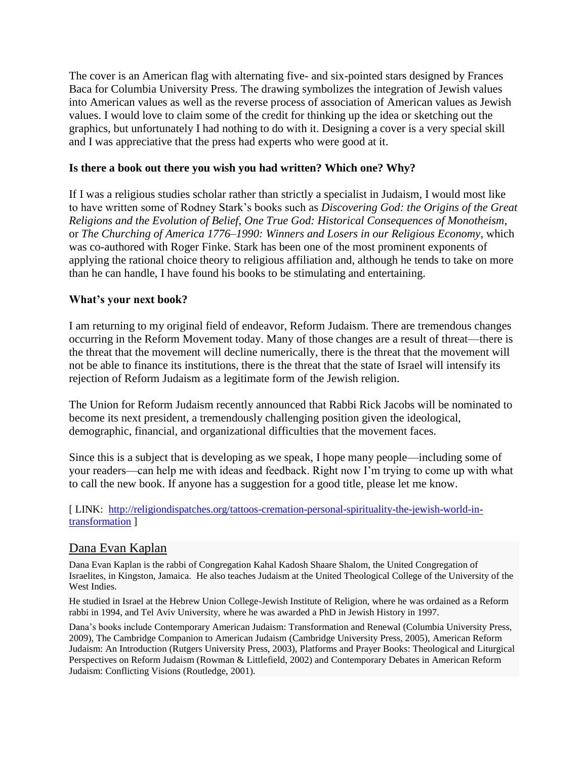The cover is an American flag with alternating five- and six-pointed stars designed by Frances Baca for Columbia University Press. The drawing symbolizes the integration of Jewish values into American values as well as the reverse process of association of American values as Jewish values. I would love to claim some of the credit for thinking up the idea or sketching out the graphics, but unfortunately I had nothing to do with it. Designing a cover is a very special skill and I was appreciative that the press had experts who were good at it.

**Is there a book out there you wish you had written? Which one? Why?**

If I was a religious studies scholar rather than strictly a specialist in Judaism, I would most like to have written some of Rodney Stark's books such as *Discovering God: the Origins of the Great Religions and the Evolution of Belief*, *One True God: Historical Consequences of Monotheism*, or *The Churching of America 1776–1990: Winners and Losers in our Religious Economy*, which was co-authored with Roger Finke. Stark has been one of the most prominent exponents of applying the rational choice theory to religious affiliation and, although he tends to take on more than he can handle, I have found his books to be stimulating and entertaining.

**What's your next book?**

I am returning to my original field of endeavor, Reform Judaism. There are tremendous changes occurring in the Reform Movement today. Many of those changes are a result of threat—there is the threat that the movement will decline numerically, there is the threat that the movement will not be able to finance its institutions, there is the threat that the state of Israel will intensify its rejection of Reform Judaism as a legitimate form of the Jewish religion.

The Union for Reform Judaism recently announced that Rabbi Rick Jacobs will be nominated to become its next president, a tremendously challenging position given the ideological, demographic, financial, and organizational difficulties that the movement faces.

Since this is a subject that is developing as we speak, I hope many people—including some of your readers—can help me with ideas and feedback. Right now I'm trying to come up with what to call the new book. If anyone has a suggestion for a good title, please let me know.

[ LINK: http://religiondispatches.org/tattoos-cremation-personal-spirituality-the-jewish-world-in-transformation ]

## Dana Evan Kaplan

Dana Evan Kaplan is the rabbi of Congregation Kahal Kadosh Shaare Shalom, the United Congregation of Israelites, in Kingston, Jamaica. He also teaches Judaism at the United Theological College of the University of the West Indies.

He studied in Israel at the Hebrew Union College-Jewish Institute of Religion, where he was ordained as a Reform rabbi in 1994, and Tel Aviv University, where he was awarded a PhD in Jewish History in 1997.

Dana's books include Contemporary American Judaism: Transformation and Renewal (Columbia University Press, 2009), The Cambridge Companion to American Judaism (Cambridge University Press, 2005), American Reform Judaism: An Introduction (Rutgers University Press, 2003), Platforms and Prayer Books: Theological and Liturgical Perspectives on Reform Judaism (Rowman & Littlefield, 2002) and Contemporary Debates in American Reform Judaism: Conflicting Visions (Routledge, 2001).